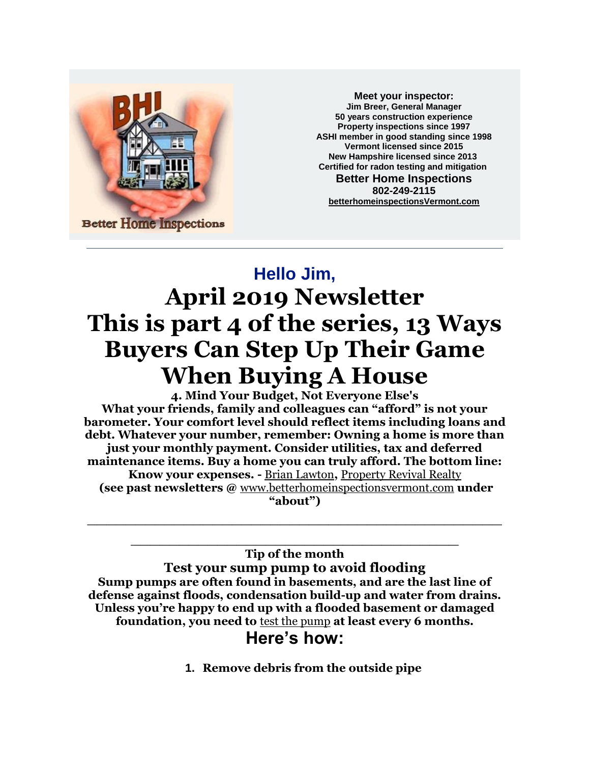**Meet your inspector:**
**Jim Breer, General Manager**
**50 years construction experience**
**Property inspections since 1997**
**ASHI member in good standing since 1998**
**Vermont licensed since 2015**
**New Hampshire licensed since 2013**
**Certified for radon testing and mitigation**
**Better Home Inspections**
**802-249-2115**
**betterhomeinspectionsVermont.com**

---

## Hello Jim,

# April 2019 Newsletter
# This is part 4 of the series, 13 Ways Buyers Can Step Up Their Game When Buying A House

**4. Mind Your Budget, Not Everyone Else's**
**What your friends, family and colleagues can "afford" is not your barometer. Your comfort level should reflect items including loans and debt. Whatever your number, remember: Owning a home is more than just your monthly payment. Consider utilities, tax and deferred maintenance items. Buy a home you can truly afford. The bottom line: Know your expenses. -** Brian Lawton**,** Property Revival Realty
**(see past newsletters @** www.betterhomeinspectionsvermont.com **under "about")**

---

---

**Tip of the month**

### Test your sump pump to avoid flooding

**Sump pumps are often found in basements, and are the last line of defense against floods, condensation build-up and water from drains. Unless you're happy to end up with a flooded basement or damaged foundation, you need to** test the pump **at least every 6 months.**

## Here's how:

1. **Remove debris from the outside pipe**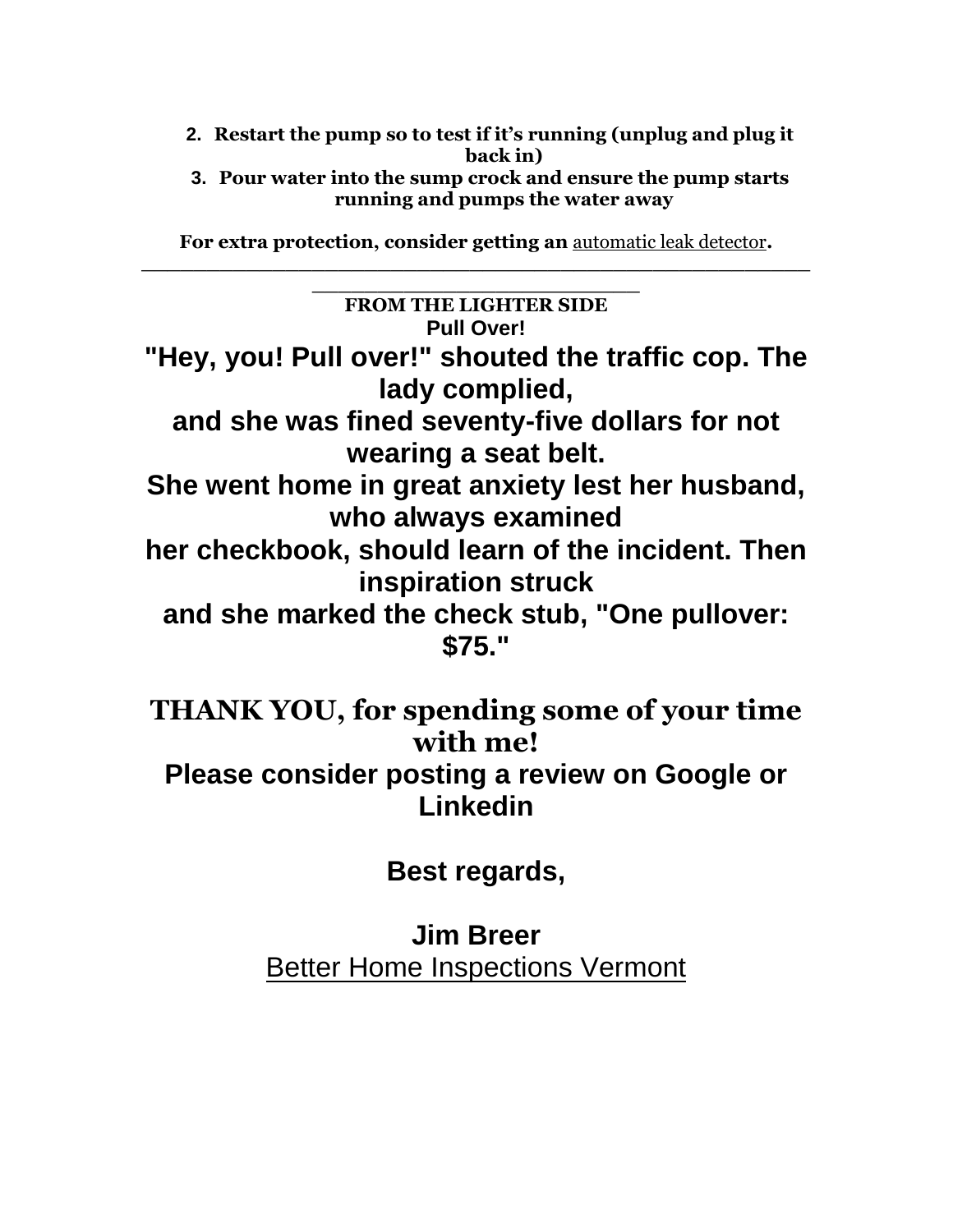2. **Restart the pump so to test if it's running (unplug and plug it back in)**
3. **Pour water into the sump crock and ensure the pump starts running and pumps the water away**

**For extra protection, consider getting an** automatic leak detector**.**

---

**FROM THE LIGHTER SIDE**

**Pull Over!**

**"Hey, you! Pull over!" shouted the traffic cop. The lady complied,**
**and she was fined seventy-five dollars for not wearing a seat belt.**
**She went home in great anxiety lest her husband, who always examined**
**her checkbook, should learn of the incident. Then inspiration struck**
**and she marked the check stub, "One pullover: $75."**

**THANK YOU, for spending some of your time with me!**

**Please consider posting a review on Google or Linkedin**

**Best regards,**

**Jim Breer**

Better Home Inspections Vermont